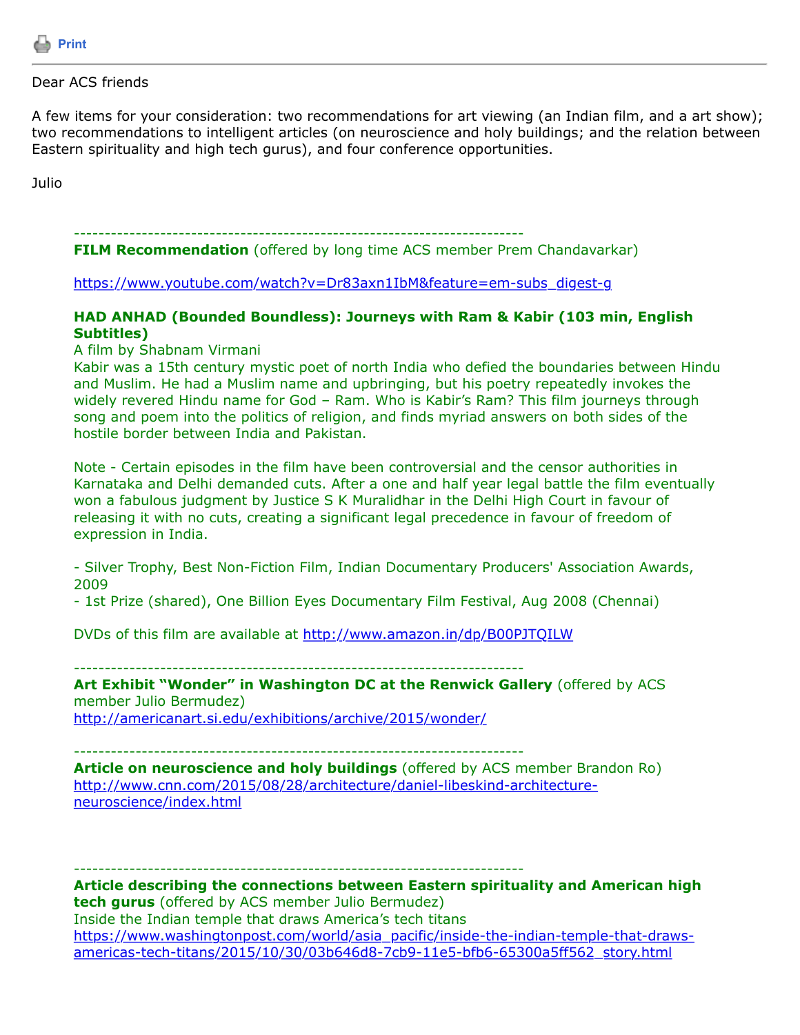Print

Dear ACS friends

A few items for your consideration: two recommendations for art viewing (an Indian film, and a art show); two recommendations to intelligent articles (on neuroscience and holy buildings; and the relation between Eastern spirituality and high tech gurus), and four conference opportunities.

Julio

---

**FILM Recommendation** (offered by long time ACS member Prem Chandavarkar)

https://www.youtube.com/watch?v=Dr83axn1IbM&feature=em-subs_digest-g

**HAD ANHAD (Bounded Boundless): Journeys with Ram & Kabir (103 min, English Subtitles)**

A film by Shabnam Virmani

Kabir was a 15th century mystic poet of north India who defied the boundaries between Hindu and Muslim. He had a Muslim name and upbringing, but his poetry repeatedly invokes the widely revered Hindu name for God – Ram. Who is Kabir's Ram? This film journeys through song and poem into the politics of religion, and finds myriad answers on both sides of the hostile border between India and Pakistan.

Note - Certain episodes in the film have been controversial and the censor authorities in Karnataka and Delhi demanded cuts. After a one and half year legal battle the film eventually won a fabulous judgment by Justice S K Muralidhar in the Delhi High Court in favour of releasing it with no cuts, creating a significant legal precedence in favour of freedom of expression in India.

- Silver Trophy, Best Non-Fiction Film, Indian Documentary Producers' Association Awards, 2009
- 1st Prize (shared), One Billion Eyes Documentary Film Festival, Aug 2008 (Chennai)

DVDs of this film are available at http://www.amazon.in/dp/B00PJTQILW

---

**Art Exhibit "Wonder" in Washington DC at the Renwick Gallery** (offered by ACS member Julio Bermudez)

http://americanart.si.edu/exhibitions/archive/2015/wonder/

---

**Article on neuroscience and holy buildings** (offered by ACS member Brandon Ro)

http://www.cnn.com/2015/08/28/architecture/daniel-libeskind-architecture-neuroscience/index.html

---

**Article describing the connections between Eastern spirituality and American high tech gurus** (offered by ACS member Julio Bermudez)

Inside the Indian temple that draws America's tech titans

https://www.washingtonpost.com/world/asia_pacific/inside-the-indian-temple-that-draws-americas-tech-titans/2015/10/30/03b646d8-7cb9-11e5-bfb6-65300a5ff562_story.html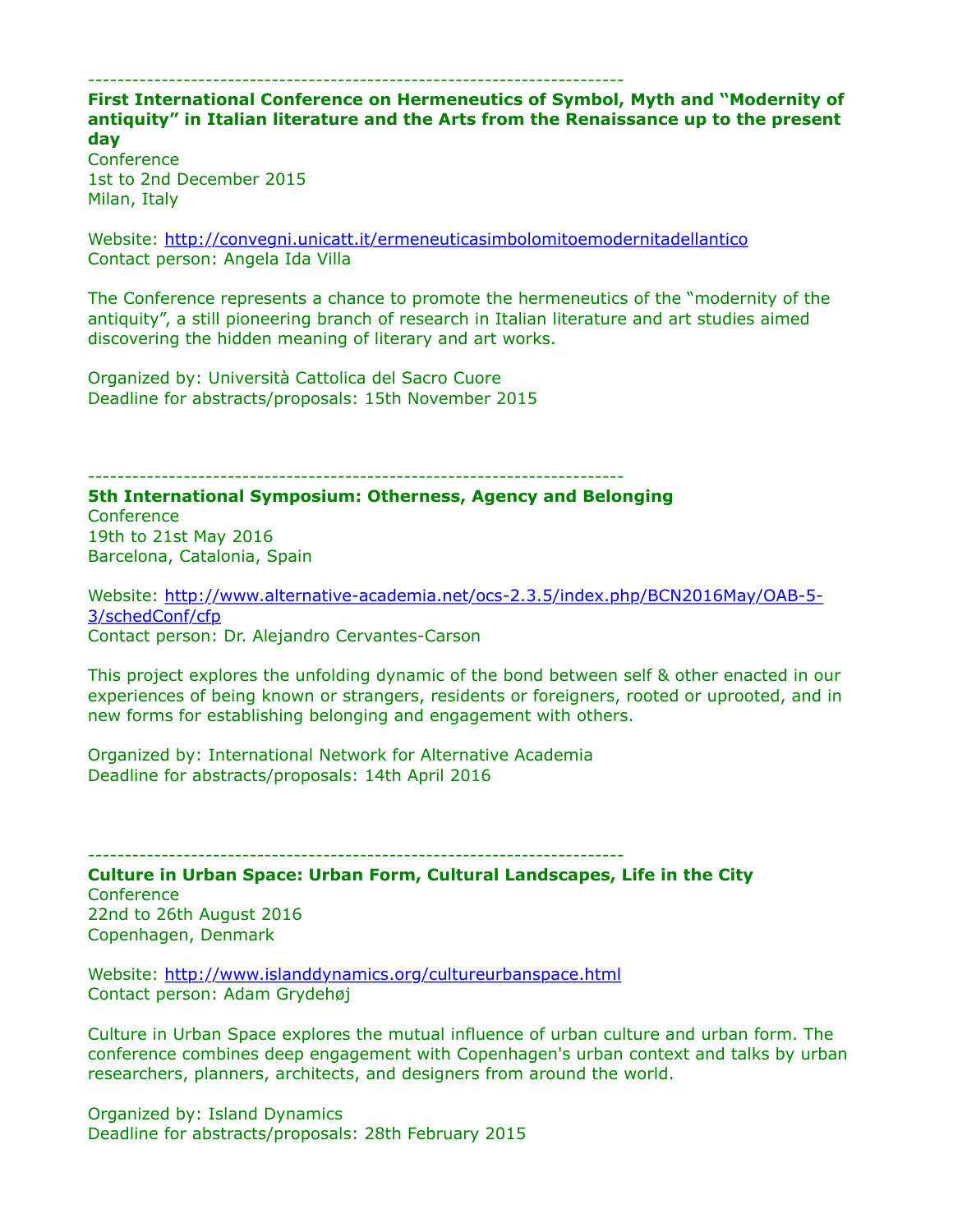------------------------------------------------------------------------

**First International Conference on Hermeneutics of Symbol, Myth and "Modernity of antiquity" in Italian literature and the Arts from the Renaissance up to the present day**

Conference
1st to 2nd December 2015
Milan, Italy

Website: http://convegni.unicatt.it/ermeneuticasimbolomitoemodernitadellantico
Contact person: Angela Ida Villa

The Conference represents a chance to promote the hermeneutics of the "modernity of the antiquity", a still pioneering branch of research in Italian literature and art studies aimed discovering the hidden meaning of literary and art works.

Organized by: Università Cattolica del Sacro Cuore
Deadline for abstracts/proposals: 15th November 2015

------------------------------------------------------------------------

**5th International Symposium: Otherness, Agency and Belonging**

Conference
19th to 21st May 2016
Barcelona, Catalonia, Spain

Website: http://www.alternative-academia.net/ocs-2.3.5/index.php/BCN2016May/OAB-5-3/schedConf/cfp
Contact person: Dr. Alejandro Cervantes-Carson

This project explores the unfolding dynamic of the bond between self & other enacted in our experiences of being known or strangers, residents or foreigners, rooted or uprooted, and in new forms for establishing belonging and engagement with others.

Organized by: International Network for Alternative Academia
Deadline for abstracts/proposals: 14th April 2016

------------------------------------------------------------------------

**Culture in Urban Space: Urban Form, Cultural Landscapes, Life in the City**

Conference
22nd to 26th August 2016
Copenhagen, Denmark

Website: http://www.islanddynamics.org/cultureurbanspace.html
Contact person: Adam Grydehøj

Culture in Urban Space explores the mutual influence of urban culture and urban form. The conference combines deep engagement with Copenhagen's urban context and talks by urban researchers, planners, architects, and designers from around the world.

Organized by: Island Dynamics
Deadline for abstracts/proposals: 28th February 2015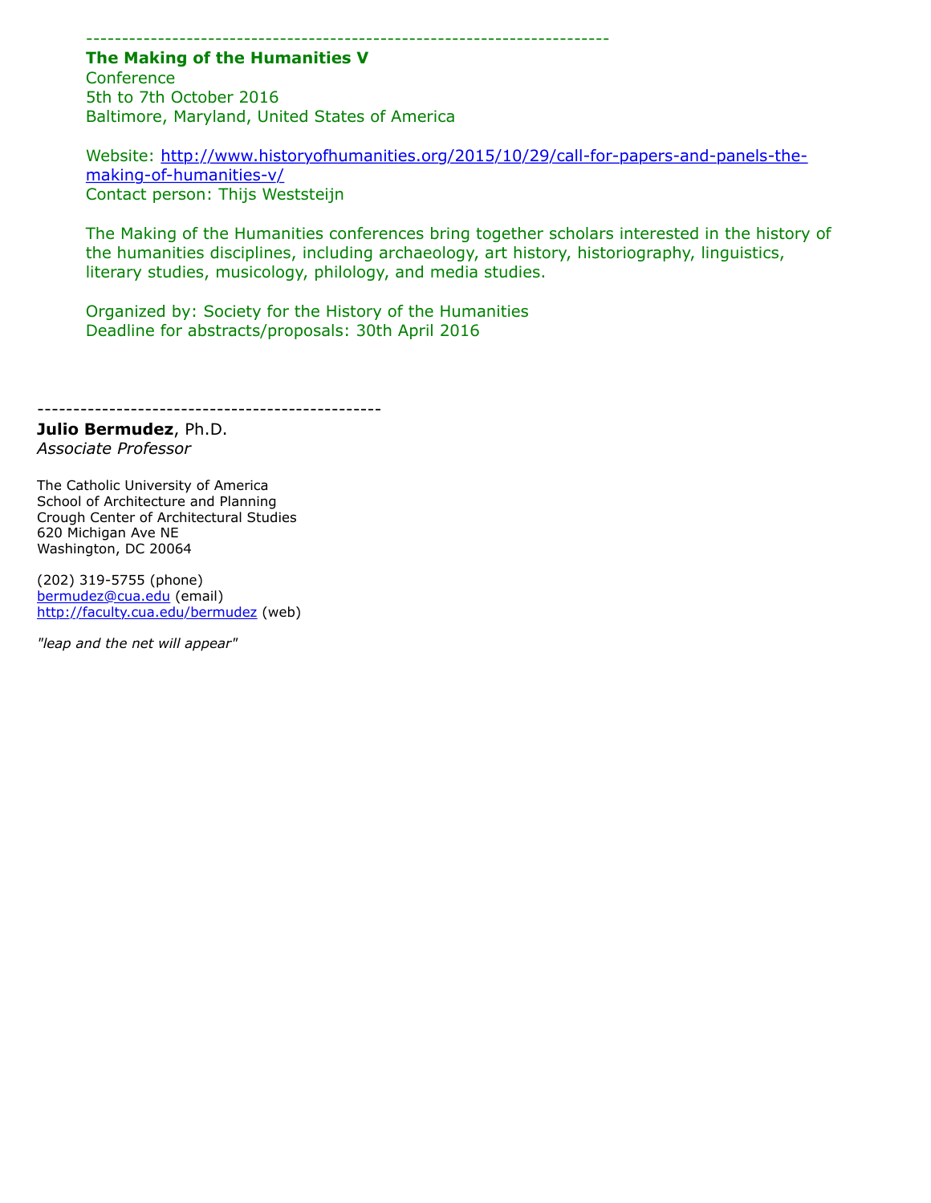------------------------------------------------------------------------

**The Making of the Humanities V**
Conference
5th to 7th October 2016
Baltimore, Maryland, United States of America

Website: http://www.historyofhumanities.org/2015/10/29/call-for-papers-and-panels-the-making-of-humanities-v/
Contact person: Thijs Weststeijn

The Making of the Humanities conferences bring together scholars interested in the history of the humanities disciplines, including archaeology, art history, historiography, linguistics, literary studies, musicology, philology, and media studies.

Organized by: Society for the History of the Humanities
Deadline for abstracts/proposals: 30th April 2016

------------------------------------------------

**Julio Bermudez**, Ph.D.
*Associate Professor*

The Catholic University of America
School of Architecture and Planning
Crough Center of Architectural Studies
620 Michigan Ave NE
Washington, DC 20064

(202) 319-5755 (phone)
bermudez@cua.edu (email)
http://faculty.cua.edu/bermudez (web)

*"leap and the net will appear"*